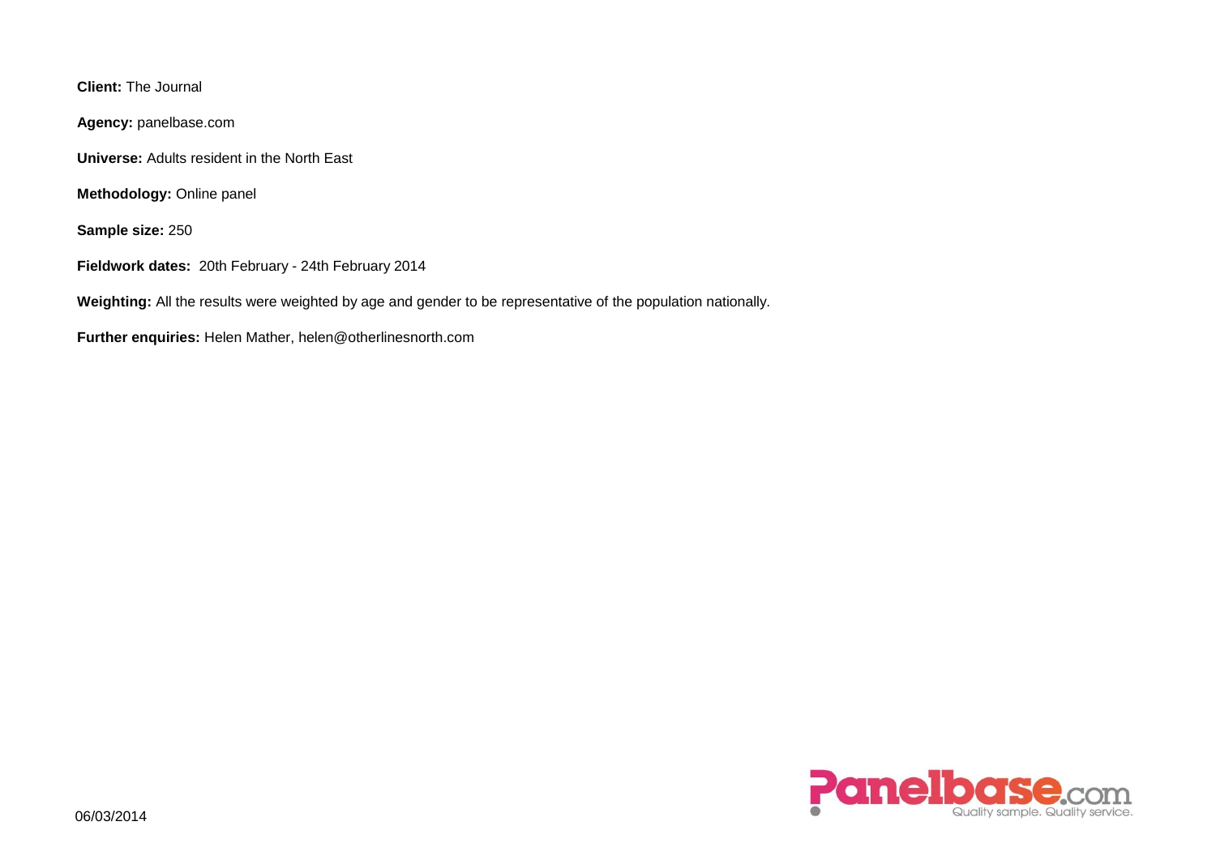**Client:** The Journal

**Agency:** panelbase.com

**Universe:** Adults resident in the North East

**Methodology:** Online panel

**Sample size:** 250

**Fieldwork dates:** 20th February - 24th February 2014

**Weighting:** All the results were weighted by age and gender to be representative of the population nationally.

**Further enquiries:** Helen Mather, helen@otherlinesnorth.com

06/03/2014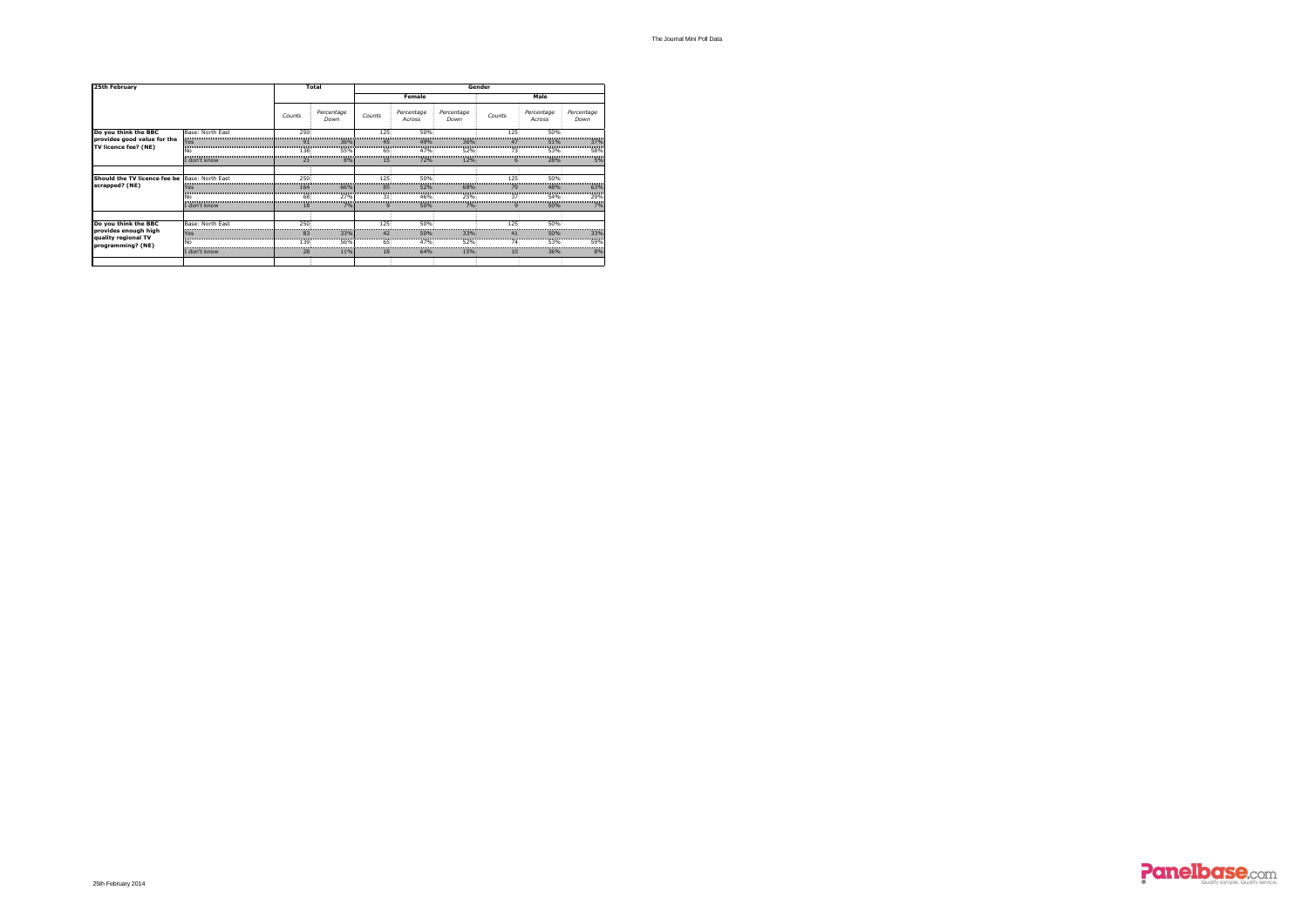| 25th February | | Total | | Gender | | | | | |
|---|---|---|---|---|---|---|---|---|---|
| | | | | Female | | | Male | | |
| | | *Counts* | *Percentage Down* | *Counts* | *Percentage Across* | *Percentage Down* | *Counts* | *Percentage Across* | *Percentage Down* |
| **Do you think the BBC provides good value for the TV licence fee? (NE)** | Base: North East | 250 | | 125 | 50% | | 125 | 50% | |
| | Yes | 91 | 36% | 45 | 49% | 36% | 47 | 51% | 37% |
| | No | 138 | 55% | 65 | 47% | 52% | 73 | 53% | 58% |
| | I don't know | 21 | 8% | 15 | 72% | 12% | 6 | 28% | 5% |
| | | | | | | | | | |
| **Should the TV licence fee be scrapped? (NE)** | Base: North East | 250 | | 125 | 50% | | 125 | 50% | |
| | Yes | 164 | 66% | 85 | 52% | 68% | 79 | 48% | 63% |
| | No | 68 | 27% | 31 | 46% | 25% | 37 | 54% | 29% |
| | I don't know | 18 | 7% | 9 | 50% | 7% | 9 | 50% | 7% |
| | | | | | | | | | |
| **Do you think the BBC provides enough high quality regional TV programming? (NE)** | Base: North East | 250 | | 125 | 50% | | 125 | 50% | |
| | Yes | 83 | 33% | 42 | 50% | 33% | 41 | 50% | 33% |
| | No | 139 | 56% | 65 | 47% | 52% | 74 | 53% | 59% |
| | I don't know | 28 | 11% | 18 | 64% | 15% | 10 | 36% | 8% |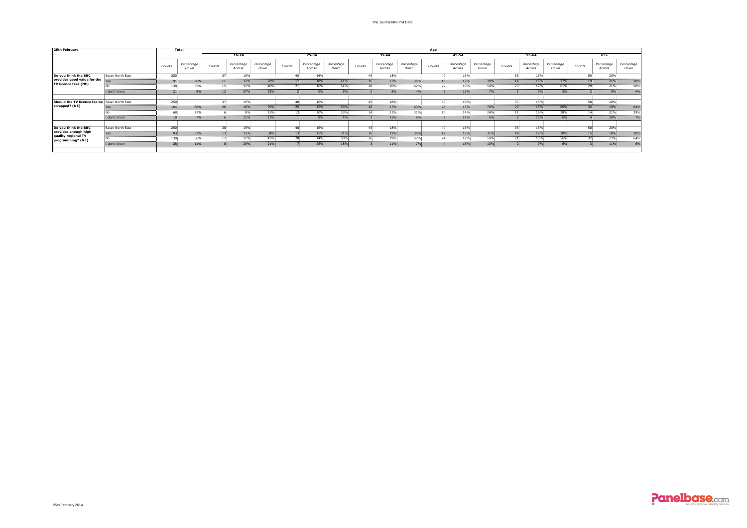| 25th February | | Total | | Age | | | | | | | | | | | | | | | | | |
|---|---|---|---|---|---|---|---|---|---|---|---|---|---|---|---|---|---|---|---|---|---|
| | | | | 16-24 | | | 25-34 | | | 35-44 | | | 45-54 | | | 55-64 | | | 65+ | | |
| | | Counts | Percentage Down | Counts | Percentage Across | Percentage Down | Counts | Percentage Across | Percentage Down | Counts | Percentage Across | Percentage Down | Counts | Percentage Across | Percentage Down | Counts | Percentage Across | Percentage Down | Counts | Percentage Across | Percentage Down |
| Do you think the BBC provides good value for the TV licence fee? (NE) | Base: North East | 250 | | 37 | 15% | | 40 | 16% | | 45 | 18% | | 40 | 16% | | 38 | 15% | | 50 | 20% | |
| | Yes | 91 | 36% | 11 | 12% | 28% | 17 | 18% | 41% | 16 | 17% | 35% | 16 | 17% | 39% | 14 | 15% | 37% | 19 | 21% | 38% |
| | No | 138 | 55% | 15 | 11% | 40% | 21 | 16% | 54% | 28 | 20% | 62% | 22 | 16% | 54% | 23 | 17% | 61% | 29 | 21% | 58% |
| | I don't know | 21 | 8% | 12 | 57% | 32% | 2 | 9% | 5% | 2 | 8% | 4% | 3 | 13% | 7% | 1 | 5% | 3% | 2 | 9% | 4% |
| Should the TV licence fee be scrapped? (NE) | Base: North East | 250 | | 37 | 15% | | 40 | 16% | | 45 | 18% | | 40 | 16% | | 37 | 15% | | 50 | 20% | |
| | Yes | 164 | 66% | 26 | 16% | 70% | 25 | 15% | 63% | 28 | 17% | 63% | 28 | 17% | 70% | 25 | 15% | 66% | 32 | 19% | 64% |
| | No | 68 | 27% | 6 | 8% | 15% | 13 | 20% | 33% | 14 | 21% | 31% | 10 | 14% | 24% | 11 | 16% | 28% | 14 | 21% | 29% |
| | I don't know | 18 | 7% | 6 | 31% | 15% | 1 | 8% | 4% | 3 | 15% | 6% | 2 | 14% | 6% | 2 | 12% | 6% | 4 | 20% | 7% |
| Do you think the BBC provides enough high quality regional TV programming? (NE) | Base: North East | 250 | | 38 | 15% | | 40 | 16% | | 45 | 18% | | 40 | 16% | | 38 | 15% | | 50 | 20% | |
| | Yes | 83 | 33% | 13 | 15% | 34% | 13 | 15% | 31% | 16 | 19% | 35% | 12 | 15% | 31% | 14 | 17% | 38% | 15 | 18% | 30% |
| | No | 139 | 56% | 17 | 12% | 45% | 20 | 14% | 50% | 26 | 19% | 57% | 24 | 17% | 59% | 21 | 15% | 56% | 32 | 23% | 64% |
| | I don't know | 28 | 11% | 8 | 28% | 21% | 7 | 26% | 18% | 3 | 11% | 7% | 4 | 15% | 10% | 2 | 9% | 6% | 3 | 11% | 6% |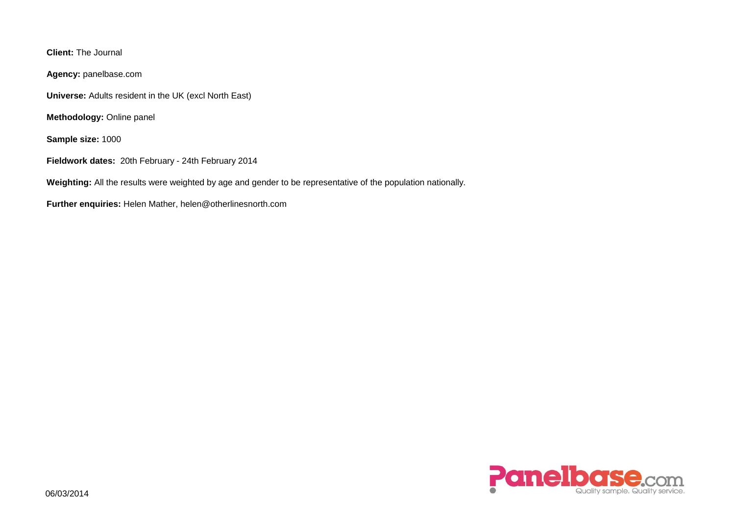**Client:** The Journal

**Agency:** panelbase.com

**Universe:** Adults resident in the UK (excl North East)

**Methodology:** Online panel

**Sample size:** 1000

**Fieldwork dates:** 20th February - 24th February 2014

**Weighting:** All the results were weighted by age and gender to be representative of the population nationally.

**Further enquiries:** Helen Mather, helen@otherlinesnorth.com

06/03/2014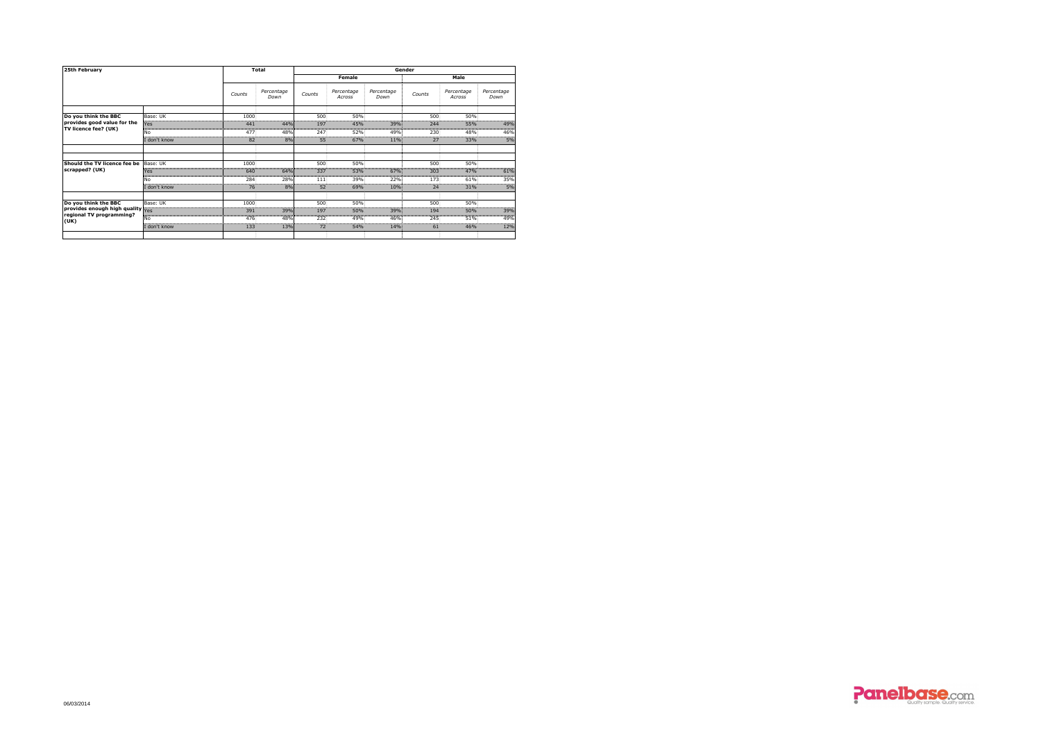| 25th February | | Total | | Gender | | | | | |
|---|---|---|---|---|---|---|---|---|---|
| | | | | Female | | | Male | | |
| | | *Counts* | *Percentage Down* | *Counts* | *Percentage Across* | *Percentage Down* | *Counts* | *Percentage Across* | *Percentage Down* |
| **Do you think the BBC provides good value for the TV licence fee? (UK)** | Base: UK | 1000 | | 500 | 50% | | 500 | 50% | |
| | Yes | 441 | 44% | 197 | 45% | 39% | 244 | 55% | 49% |
| | No | 477 | 48% | 247 | 52% | 49% | 230 | 48% | 46% |
| | I don't know | 82 | 8% | 55 | 67% | 11% | 27 | 33% | 5% |
| **Should the TV licence fee be scrapped? (UK)** | Base: UK | 1000 | | 500 | 50% | | 500 | 50% | |
| | Yes | 640 | 64% | 337 | 53% | 67% | 303 | 47% | 61% |
| | No | 284 | 28% | 111 | 39% | 22% | 173 | 61% | 35% |
| | I don't know | 76 | 8% | 52 | 69% | 10% | 24 | 31% | 5% |
| **Do you think the BBC provides enough high quality regional TV programming? (UK)** | Base: UK | 1000 | | 500 | 50% | | 500 | 50% | |
| | Yes | 391 | 39% | 197 | 50% | 39% | 194 | 50% | 39% |
| | No | 476 | 48% | 232 | 49% | 46% | 245 | 51% | 49% |
| | I don't know | 133 | 13% | 72 | 54% | 14% | 61 | 46% | 12% |

06/03/2014

Panelbase.com Quality sample. Quality service.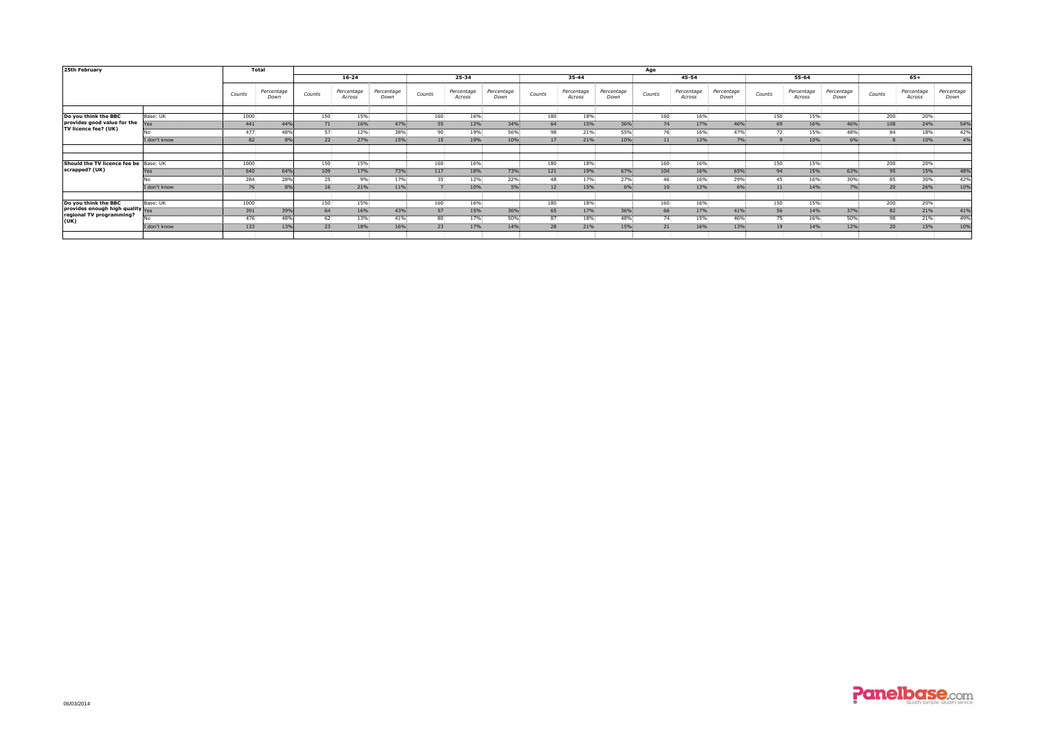| 25th February | | Total | | Age | | | | | | | | | | | | | | | | | |
|---|---|---|---|---|---|---|---|---|---|---|---|---|---|---|---|---|---|---|---|---|---|
| | | | | 16-24 | | | 25-34 | | | 35-44 | | | 45-54 | | | 55-64 | | | 65+ | | |
| | | Counts | Percentage Down | Counts | Percentage Across | Percentage Down | Counts | Percentage Across | Percentage Down | Counts | Percentage Across | Percentage Down | Counts | Percentage Across | Percentage Down | Counts | Percentage Across | Percentage Down | Counts | Percentage Across | Percentage Down |
| **Do you think the BBC provides good value for the TV licence fee? (UK)** | Base: UK | 1000 | | 150 | 15% | | 160 | 16% | | 180 | 18% | | 160 | 16% | | 150 | 15% | | 200 | 20% | |
| | Yes | 441 | 44% | 71 | 16% | 47% | 55 | 12% | 34% | 64 | 15% | 36% | 74 | 17% | 46% | 69 | 16% | 46% | 108 | 24% | 54% |
| | No | 477 | 48% | 57 | 12% | 38% | 90 | 19% | 56% | 98 | 21% | 55% | 76 | 16% | 47% | 72 | 15% | 48% | 84 | 18% | 42% |
| | I don't know | 82 | 8% | 22 | 27% | 15% | 15 | 19% | 10% | 17 | 21% | 10% | 11 | 13% | 7% | 9 | 10% | 6% | 8 | 10% | 4% |
| **Should the TV licence fee be scrapped? (UK)** | Base: UK | 1000 | | 150 | 15% | | 160 | 16% | | 180 | 18% | | 160 | 16% | | 150 | 15% | | 200 | 20% | |
| | Yes | 640 | 64% | 109 | 17% | 73% | 117 | 18% | 73% | 121 | 19% | 67% | 104 | 16% | 65% | 94 | 15% | 63% | 95 | 15% | 48% |
| | No | 284 | 28% | 25 | 9% | 17% | 35 | 12% | 22% | 48 | 17% | 27% | 46 | 16% | 29% | 45 | 16% | 30% | 85 | 30% | 42% |
| | I don't know | 76 | 8% | 16 | 21% | 11% | 7 | 10% | 5% | 12 | 15% | 6% | 10 | 13% | 6% | 11 | 14% | 7% | 20 | 26% | 10% |
| **Do you think the BBC provides enough high quality regional TV programming? (UK)** | Base: UK | 1000 | | 150 | 15% | | 160 | 16% | | 180 | 18% | | 160 | 16% | | 150 | 15% | | 200 | 20% | |
| | Yes | 391 | 39% | 64 | 16% | 43% | 57 | 15% | 36% | 65 | 17% | 36% | 66 | 17% | 41% | 56 | 14% | 37% | 82 | 21% | 41% |
| | No | 476 | 48% | 62 | 13% | 41% | 80 | 17% | 50% | 87 | 18% | 48% | 74 | 15% | 46% | 75 | 16% | 50% | 98 | 21% | 49% |
| | I don't know | 133 | 13% | 23 | 18% | 16% | 23 | 17% | 14% | 28 | 21% | 15% | 21 | 16% | 13% | 19 | 14% | 12% | 20 | 15% | 10% |

06/03/2014